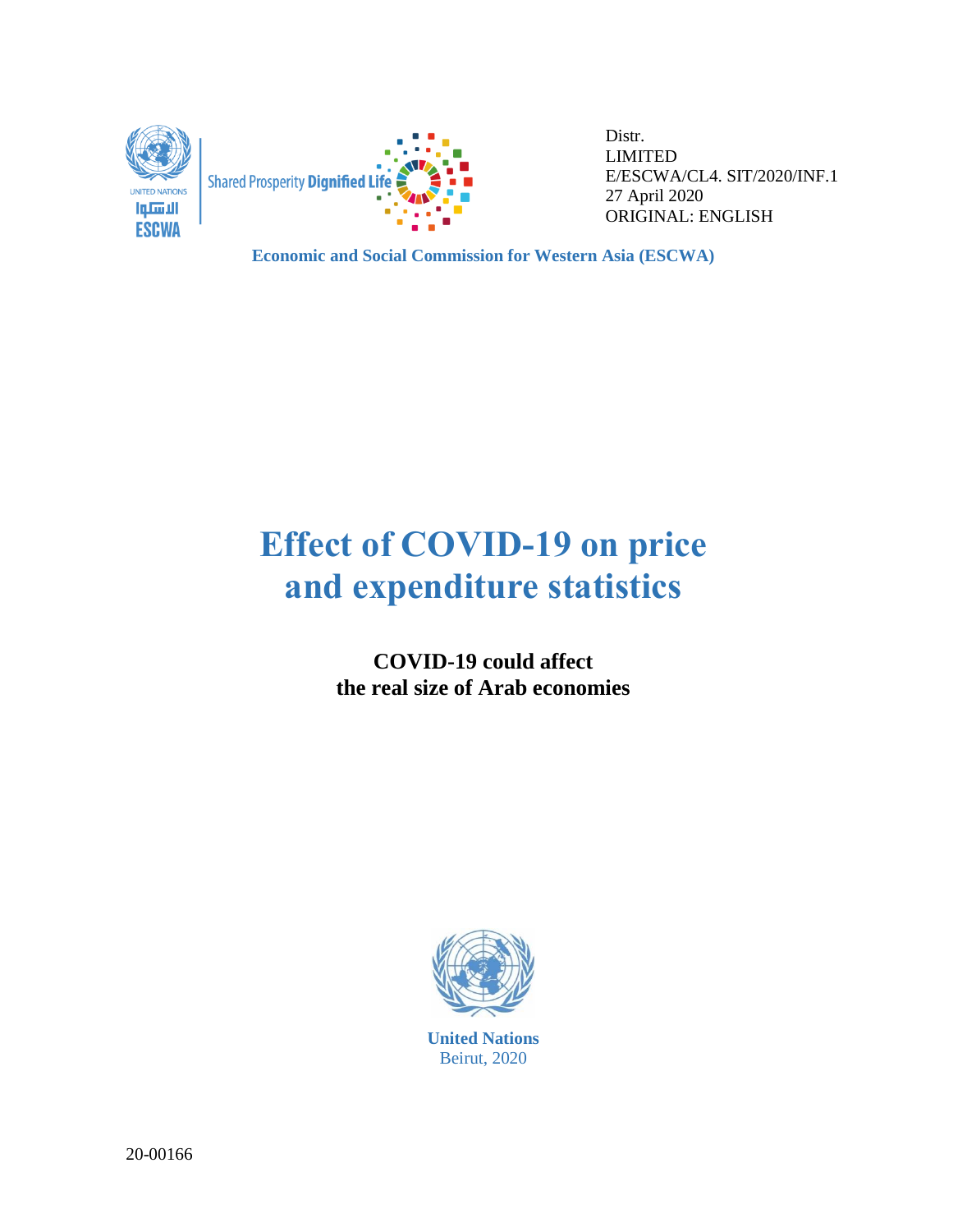UNITED NATIONS
الاسكوا
ESCWA

Shared Prosperity Dignified Life

Distr.
LIMITED
E/ESCWA/CL4. SIT/2020/INF.1
27 April 2020
ORIGINAL: ENGLISH

**Economic and Social Commission for Western Asia (ESCWA)**

# Effect of COVID-19 on price and expenditure statistics

## COVID-19 could affect the real size of Arab economies

**United Nations**
Beirut, 2020

20-00166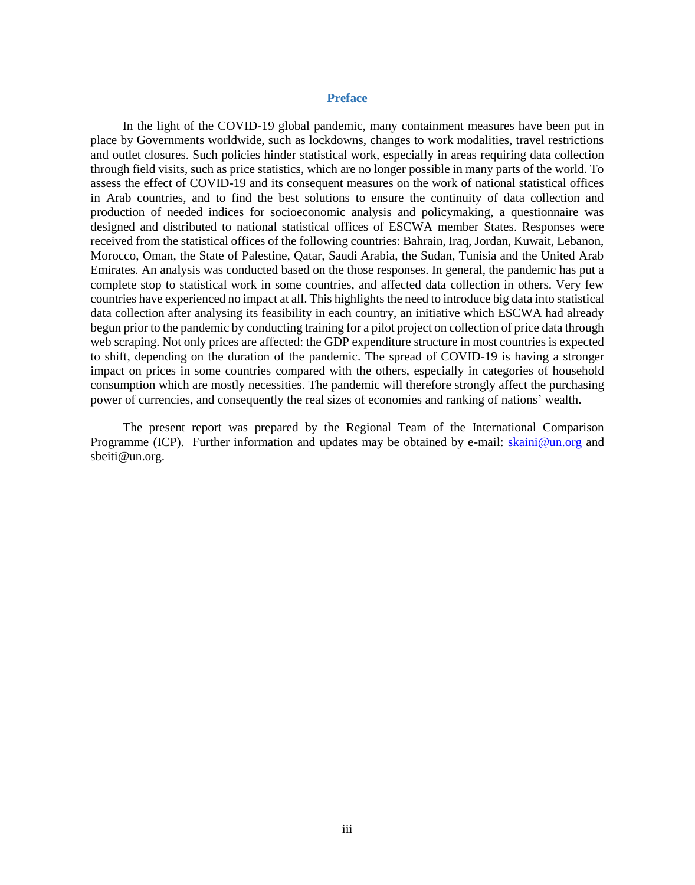## Preface

In the light of the COVID-19 global pandemic, many containment measures have been put in place by Governments worldwide, such as lockdowns, changes to work modalities, travel restrictions and outlet closures. Such policies hinder statistical work, especially in areas requiring data collection through field visits, such as price statistics, which are no longer possible in many parts of the world. To assess the effect of COVID-19 and its consequent measures on the work of national statistical offices in Arab countries, and to find the best solutions to ensure the continuity of data collection and production of needed indices for socioeconomic analysis and policymaking, a questionnaire was designed and distributed to national statistical offices of ESCWA member States. Responses were received from the statistical offices of the following countries: Bahrain, Iraq, Jordan, Kuwait, Lebanon, Morocco, Oman, the State of Palestine, Qatar, Saudi Arabia, the Sudan, Tunisia and the United Arab Emirates. An analysis was conducted based on the those responses. In general, the pandemic has put a complete stop to statistical work in some countries, and affected data collection in others. Very few countries have experienced no impact at all. This highlights the need to introduce big data into statistical data collection after analysing its feasibility in each country, an initiative which ESCWA had already begun prior to the pandemic by conducting training for a pilot project on collection of price data through web scraping. Not only prices are affected: the GDP expenditure structure in most countries is expected to shift, depending on the duration of the pandemic. The spread of COVID-19 is having a stronger impact on prices in some countries compared with the others, especially in categories of household consumption which are mostly necessities. The pandemic will therefore strongly affect the purchasing power of currencies, and consequently the real sizes of economies and ranking of nations' wealth.

The present report was prepared by the Regional Team of the International Comparison Programme (ICP). Further information and updates may be obtained by e-mail: skaini@un.org and sbeiti@un.org.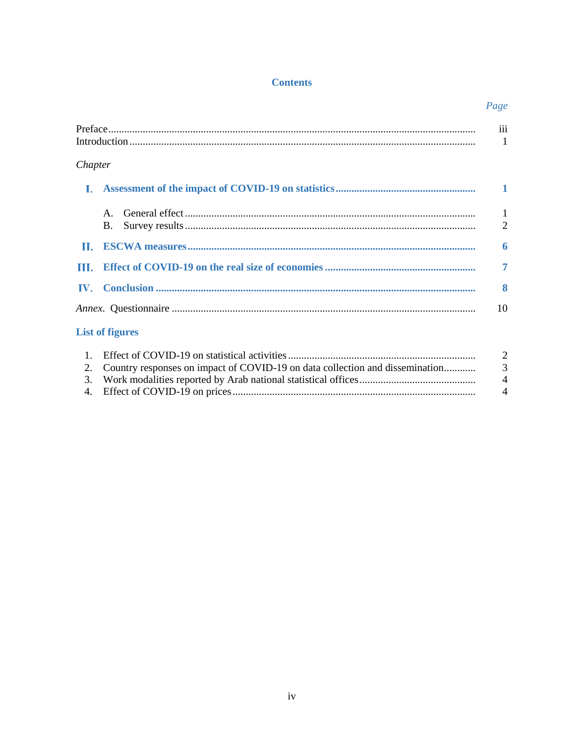## Contents

| | *Page* |
|---|---|
| Preface | iii |
| Introduction | 1 |

*Chapter*

| | | |
|---|---|---|
| **I.** | **Assessment of the impact of COVID-19 on statistics** | **1** |
| | A. General effect | 1 |
| | B. Survey results | 2 |
| **II.** | **ESCWA measures** | **6** |
| **III.** | **Effect of COVID-19 on the real size of economies** | **7** |
| **IV.** | **Conclusion** | **8** |

*Annex.* Questionnaire ... 10

### List of figures

| | | |
|---|---|---|
| 1. | Effect of COVID-19 on statistical activities | 2 |
| 2. | Country responses on impact of COVID-19 on data collection and dissemination | 3 |
| 3. | Work modalities reported by Arab national statistical offices | 4 |
| 4. | Effect of COVID-19 on prices | 4 |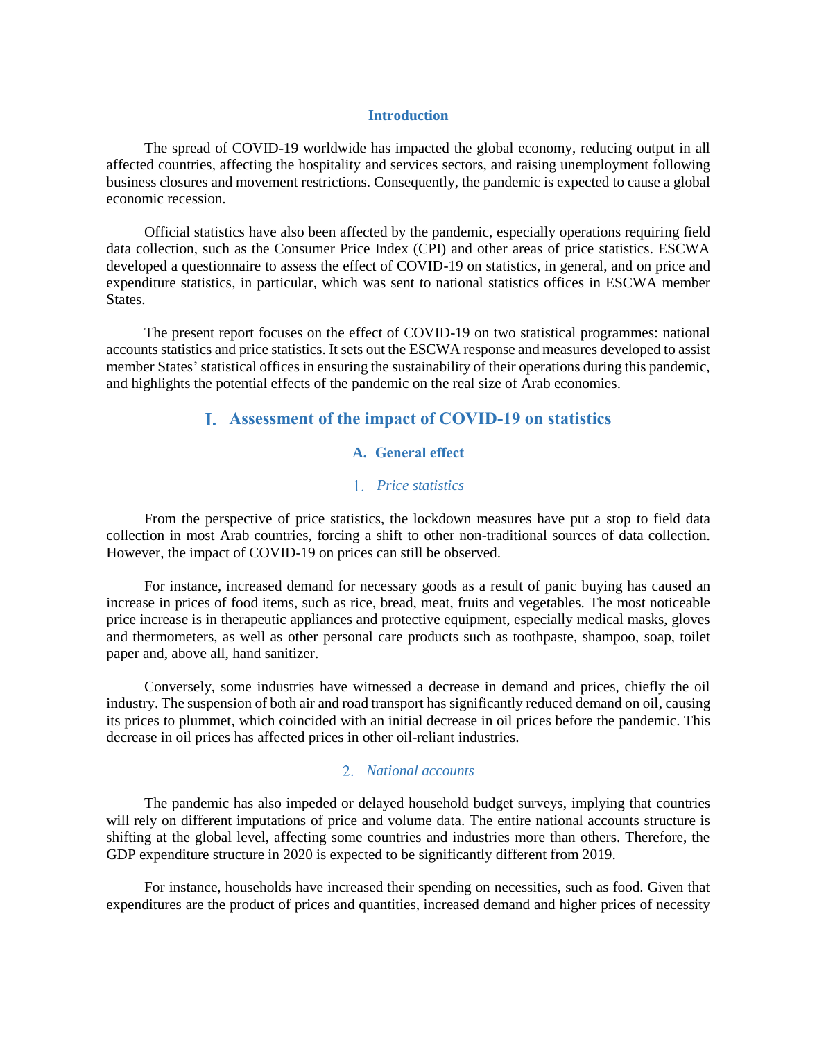## Introduction

The spread of COVID-19 worldwide has impacted the global economy, reducing output in all affected countries, affecting the hospitality and services sectors, and raising unemployment following business closures and movement restrictions. Consequently, the pandemic is expected to cause a global economic recession.

Official statistics have also been affected by the pandemic, especially operations requiring field data collection, such as the Consumer Price Index (CPI) and other areas of price statistics. ESCWA developed a questionnaire to assess the effect of COVID-19 on statistics, in general, and on price and expenditure statistics, in particular, which was sent to national statistics offices in ESCWA member States.

The present report focuses on the effect of COVID-19 on two statistical programmes: national accounts statistics and price statistics. It sets out the ESCWA response and measures developed to assist member States' statistical offices in ensuring the sustainability of their operations during this pandemic, and highlights the potential effects of the pandemic on the real size of Arab economies.

# I. Assessment of the impact of COVID-19 on statistics

## A. General effect

### 1. *Price statistics*

From the perspective of price statistics, the lockdown measures have put a stop to field data collection in most Arab countries, forcing a shift to other non-traditional sources of data collection. However, the impact of COVID-19 on prices can still be observed.

For instance, increased demand for necessary goods as a result of panic buying has caused an increase in prices of food items, such as rice, bread, meat, fruits and vegetables. The most noticeable price increase is in therapeutic appliances and protective equipment, especially medical masks, gloves and thermometers, as well as other personal care products such as toothpaste, shampoo, soap, toilet paper and, above all, hand sanitizer.

Conversely, some industries have witnessed a decrease in demand and prices, chiefly the oil industry. The suspension of both air and road transport has significantly reduced demand on oil, causing its prices to plummet, which coincided with an initial decrease in oil prices before the pandemic. This decrease in oil prices has affected prices in other oil-reliant industries.

### 2. *National accounts*

The pandemic has also impeded or delayed household budget surveys, implying that countries will rely on different imputations of price and volume data. The entire national accounts structure is shifting at the global level, affecting some countries and industries more than others. Therefore, the GDP expenditure structure in 2020 is expected to be significantly different from 2019.

For instance, households have increased their spending on necessities, such as food. Given that expenditures are the product of prices and quantities, increased demand and higher prices of necessity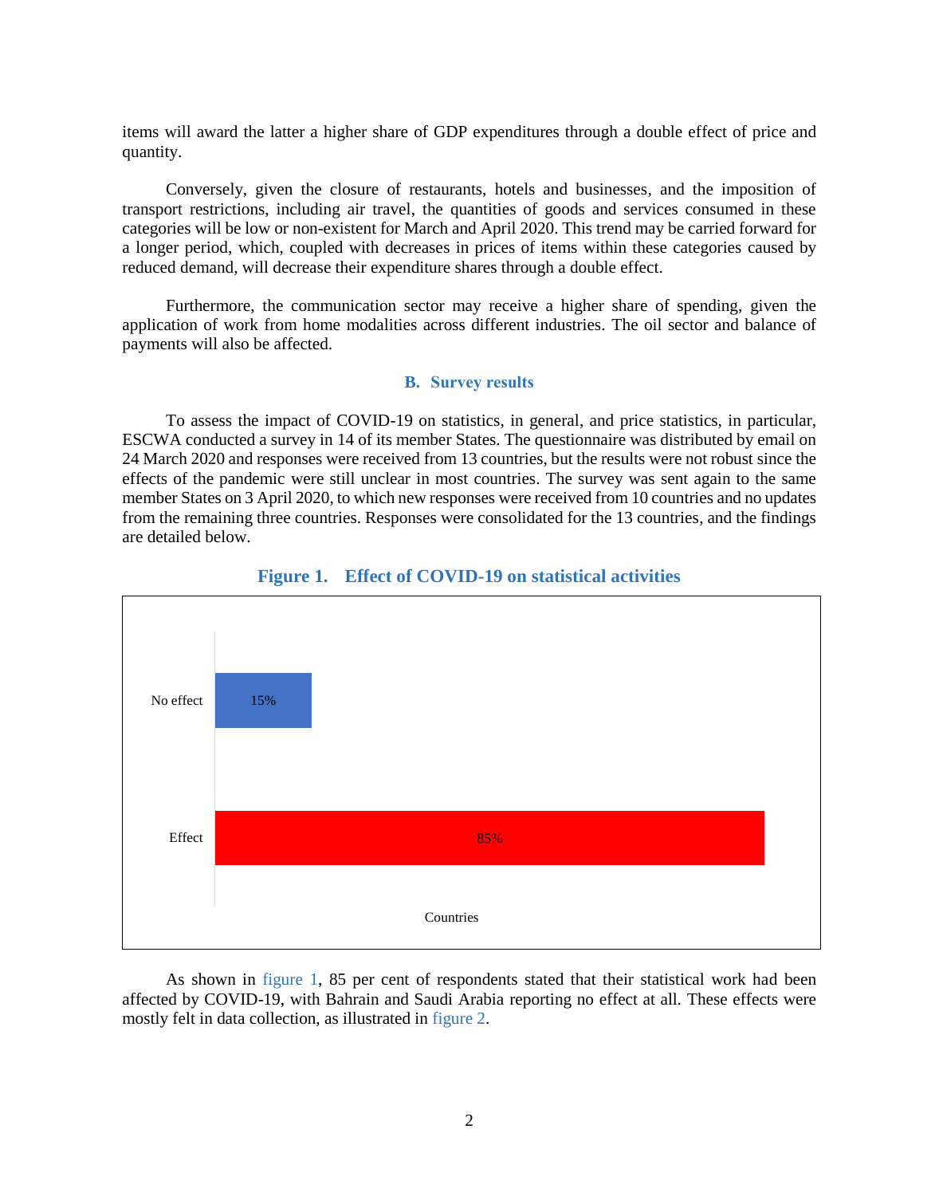items will award the latter a higher share of GDP expenditures through a double effect of price and quantity.

Conversely, given the closure of restaurants, hotels and businesses, and the imposition of transport restrictions, including air travel, the quantities of goods and services consumed in these categories will be low or non-existent for March and April 2020. This trend may be carried forward for a longer period, which, coupled with decreases in prices of items within these categories caused by reduced demand, will decrease their expenditure shares through a double effect.

Furthermore, the communication sector may receive a higher share of spending, given the application of work from home modalities across different industries. The oil sector and balance of payments will also be affected.

### B. Survey results

To assess the impact of COVID-19 on statistics, in general, and price statistics, in particular, ESCWA conducted a survey in 14 of its member States. The questionnaire was distributed by email on 24 March 2020 and responses were received from 13 countries, but the results were not robust since the effects of the pandemic were still unclear in most countries. The survey was sent again to the same member States on 3 April 2020, to which new responses were received from 10 countries and no updates from the remaining three countries. Responses were consolidated for the 13 countries, and the findings are detailed below.

**Figure 1. Effect of COVID-19 on statistical activities**

| | Countries |
|---|---|
| No effect | 15% |
| Effect | 85% |

As shown in figure 1, 85 per cent of respondents stated that their statistical work had been affected by COVID-19, with Bahrain and Saudi Arabia reporting no effect at all. These effects were mostly felt in data collection, as illustrated in figure 2.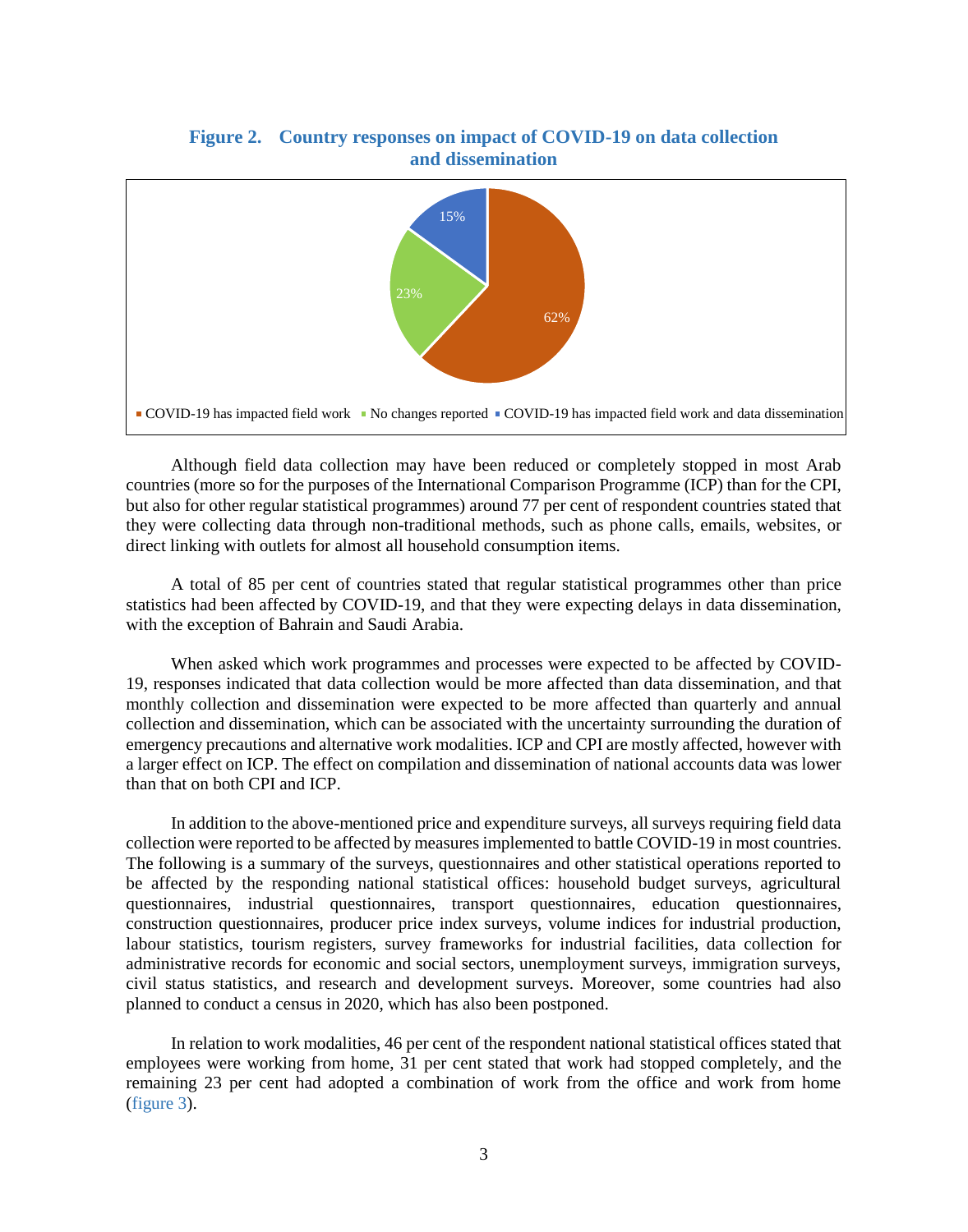**Figure 2. Country responses on impact of COVID-19 on data collection and dissemination**

- COVID-19 has impacted field work: 62%
- No changes reported: 23%
- COVID-19 has impacted field work and data dissemination: 15%

Although field data collection may have been reduced or completely stopped in most Arab countries (more so for the purposes of the International Comparison Programme (ICP) than for the CPI, but also for other regular statistical programmes) around 77 per cent of respondent countries stated that they were collecting data through non-traditional methods, such as phone calls, emails, websites, or direct linking with outlets for almost all household consumption items.

A total of 85 per cent of countries stated that regular statistical programmes other than price statistics had been affected by COVID-19, and that they were expecting delays in data dissemination, with the exception of Bahrain and Saudi Arabia.

When asked which work programmes and processes were expected to be affected by COVID-19, responses indicated that data collection would be more affected than data dissemination, and that monthly collection and dissemination were expected to be more affected than quarterly and annual collection and dissemination, which can be associated with the uncertainty surrounding the duration of emergency precautions and alternative work modalities. ICP and CPI are mostly affected, however with a larger effect on ICP. The effect on compilation and dissemination of national accounts data was lower than that on both CPI and ICP.

In addition to the above-mentioned price and expenditure surveys, all surveys requiring field data collection were reported to be affected by measures implemented to battle COVID-19 in most countries. The following is a summary of the surveys, questionnaires and other statistical operations reported to be affected by the responding national statistical offices: household budget surveys, agricultural questionnaires, industrial questionnaires, transport questionnaires, education questionnaires, construction questionnaires, producer price index surveys, volume indices for industrial production, labour statistics, tourism registers, survey frameworks for industrial facilities, data collection for administrative records for economic and social sectors, unemployment surveys, immigration surveys, civil status statistics, and research and development surveys. Moreover, some countries had also planned to conduct a census in 2020, which has also been postponed.

In relation to work modalities, 46 per cent of the respondent national statistical offices stated that employees were working from home, 31 per cent stated that work had stopped completely, and the remaining 23 per cent had adopted a combination of work from the office and work from home (figure 3).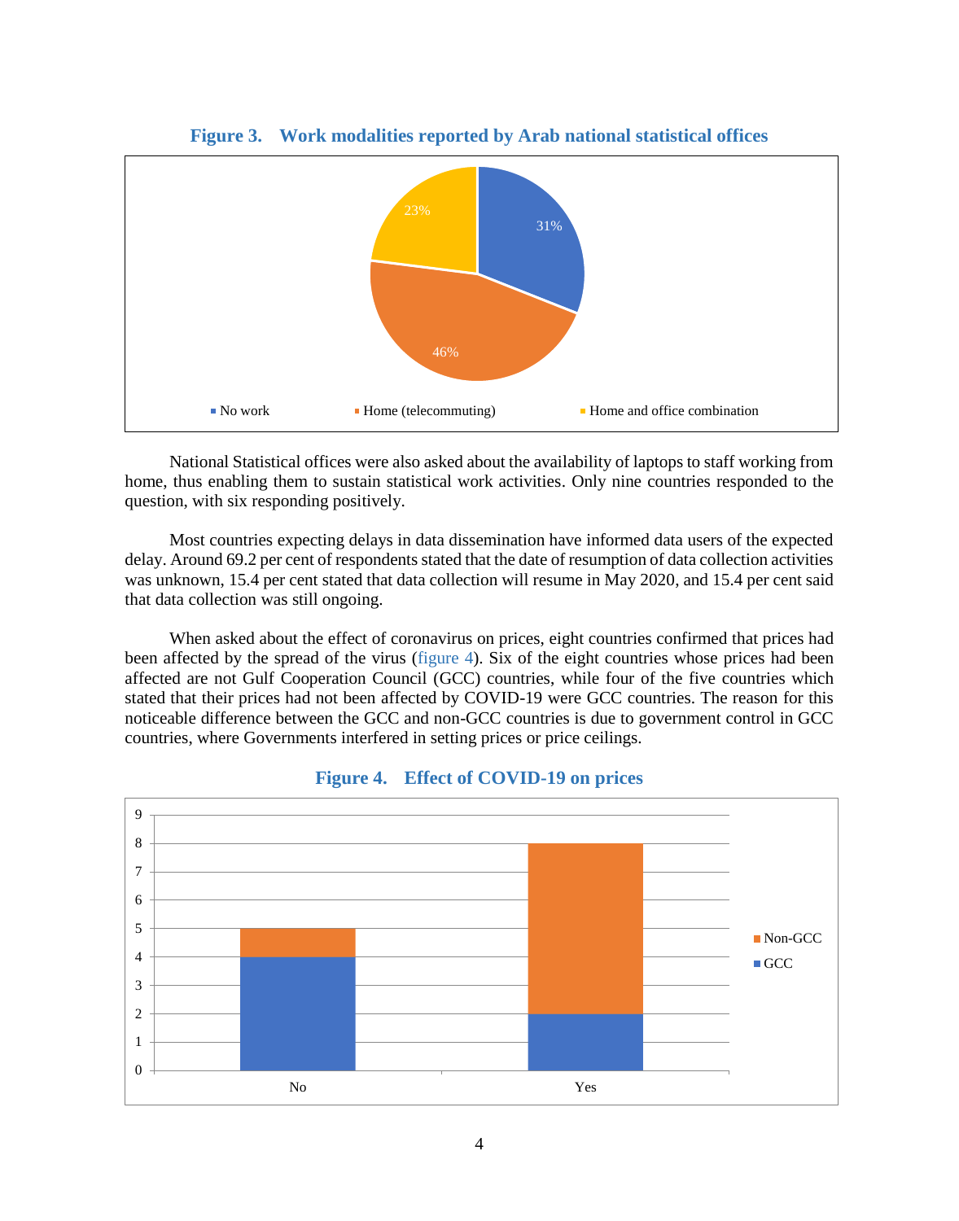**Figure 3. Work modalities reported by Arab national statistical offices**

National Statistical offices were also asked about the availability of laptops to staff working from home, thus enabling them to sustain statistical work activities. Only nine countries responded to the question, with six responding positively.

Most countries expecting delays in data dissemination have informed data users of the expected delay. Around 69.2 per cent of respondents stated that the date of resumption of data collection activities was unknown, 15.4 per cent stated that data collection will resume in May 2020, and 15.4 per cent said that data collection was still ongoing.

When asked about the effect of coronavirus on prices, eight countries confirmed that prices had been affected by the spread of the virus (figure 4). Six of the eight countries whose prices had been affected are not Gulf Cooperation Council (GCC) countries, while four of the five countries which stated that their prices had not been affected by COVID-19 were GCC countries. The reason for this noticeable difference between the GCC and non-GCC countries is due to government control in GCC countries, where Governments interfered in setting prices or price ceilings.

**Figure 4. Effect of COVID-19 on prices**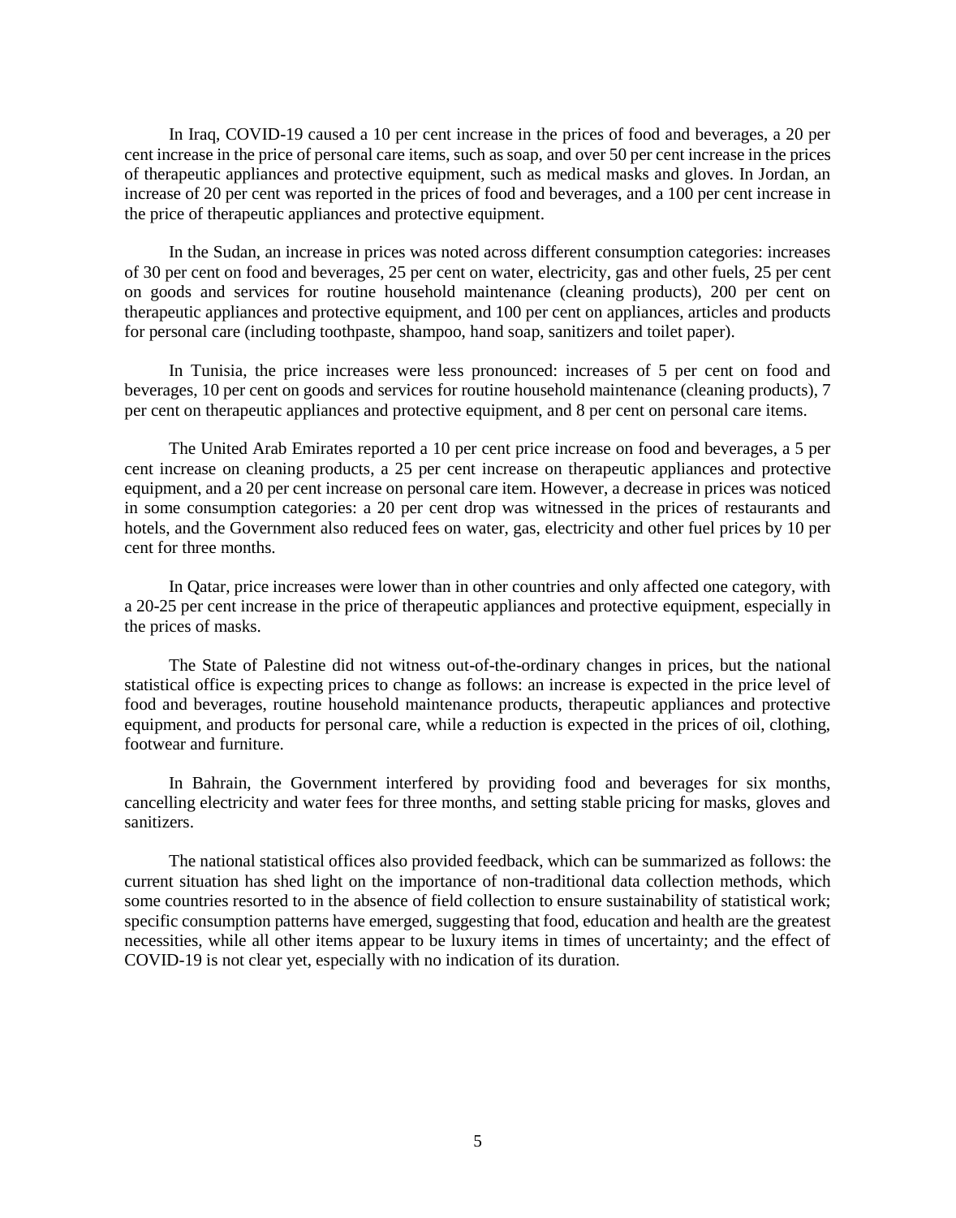In Iraq, COVID-19 caused a 10 per cent increase in the prices of food and beverages, a 20 per cent increase in the price of personal care items, such as soap, and over 50 per cent increase in the prices of therapeutic appliances and protective equipment, such as medical masks and gloves. In Jordan, an increase of 20 per cent was reported in the prices of food and beverages, and a 100 per cent increase in the price of therapeutic appliances and protective equipment.

In the Sudan, an increase in prices was noted across different consumption categories: increases of 30 per cent on food and beverages, 25 per cent on water, electricity, gas and other fuels, 25 per cent on goods and services for routine household maintenance (cleaning products), 200 per cent on therapeutic appliances and protective equipment, and 100 per cent on appliances, articles and products for personal care (including toothpaste, shampoo, hand soap, sanitizers and toilet paper).

In Tunisia, the price increases were less pronounced: increases of 5 per cent on food and beverages, 10 per cent on goods and services for routine household maintenance (cleaning products), 7 per cent on therapeutic appliances and protective equipment, and 8 per cent on personal care items.

The United Arab Emirates reported a 10 per cent price increase on food and beverages, a 5 per cent increase on cleaning products, a 25 per cent increase on therapeutic appliances and protective equipment, and a 20 per cent increase on personal care item. However, a decrease in prices was noticed in some consumption categories: a 20 per cent drop was witnessed in the prices of restaurants and hotels, and the Government also reduced fees on water, gas, electricity and other fuel prices by 10 per cent for three months.

In Qatar, price increases were lower than in other countries and only affected one category, with a 20-25 per cent increase in the price of therapeutic appliances and protective equipment, especially in the prices of masks.

The State of Palestine did not witness out-of-the-ordinary changes in prices, but the national statistical office is expecting prices to change as follows: an increase is expected in the price level of food and beverages, routine household maintenance products, therapeutic appliances and protective equipment, and products for personal care, while a reduction is expected in the prices of oil, clothing, footwear and furniture.

In Bahrain, the Government interfered by providing food and beverages for six months, cancelling electricity and water fees for three months, and setting stable pricing for masks, gloves and sanitizers.

The national statistical offices also provided feedback, which can be summarized as follows: the current situation has shed light on the importance of non-traditional data collection methods, which some countries resorted to in the absence of field collection to ensure sustainability of statistical work; specific consumption patterns have emerged, suggesting that food, education and health are the greatest necessities, while all other items appear to be luxury items in times of uncertainty; and the effect of COVID-19 is not clear yet, especially with no indication of its duration.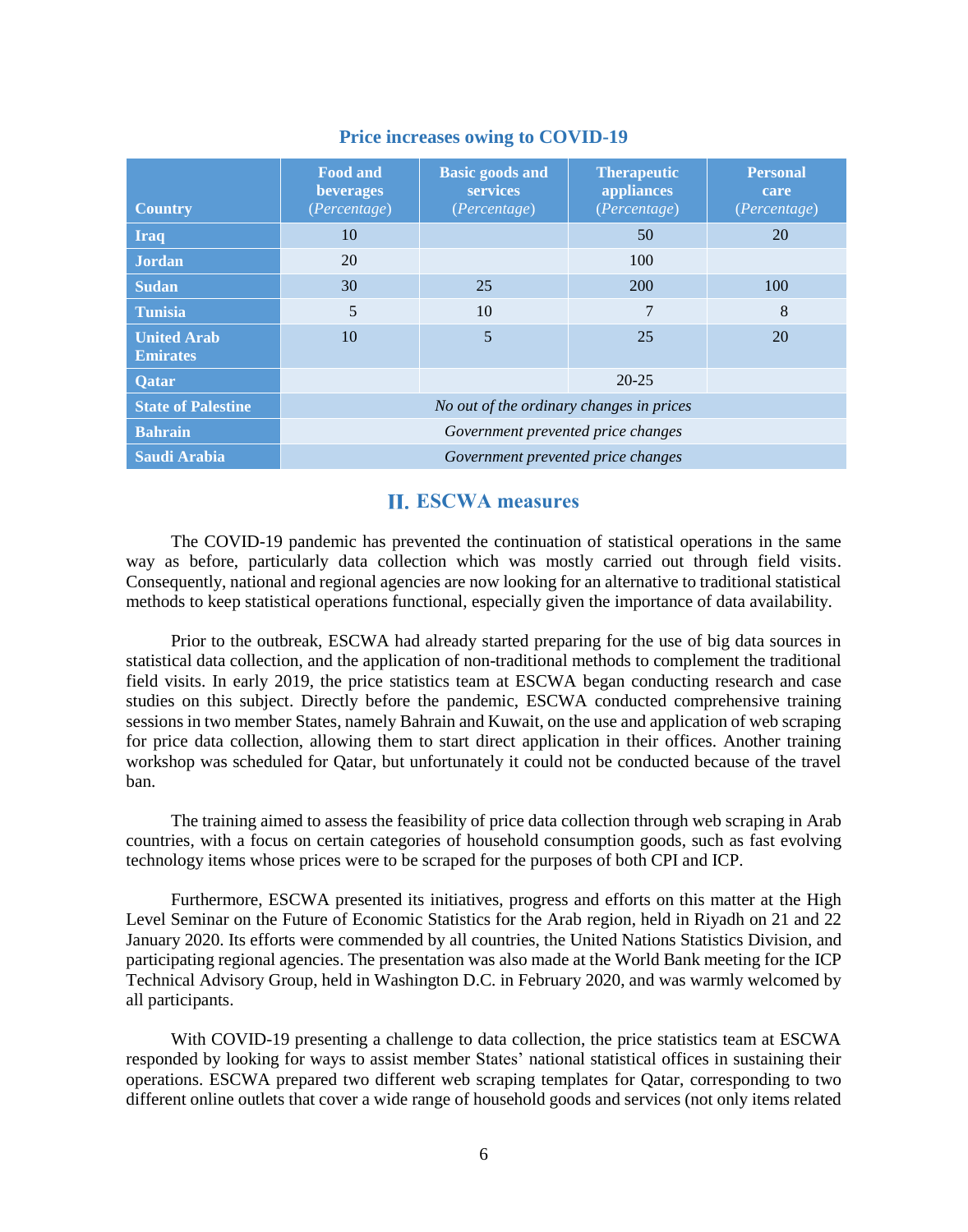**Price increases owing to COVID-19**

| Country | Food and beverages (*Percentage*) | Basic goods and services (*Percentage*) | Therapeutic appliances (*Percentage*) | Personal care (*Percentage*) |
|---|---|---|---|---|
| **Iraq** | 10 | | 50 | 20 |
| **Jordan** | 20 | | 100 | |
| **Sudan** | 30 | 25 | 200 | 100 |
| **Tunisia** | 5 | 10 | 7 | 8 |
| **United Arab Emirates** | 10 | 5 | 25 | 20 |
| **Qatar** | | | 20-25 | |
| **State of Palestine** | *No out of the ordinary changes in prices* | | | |
| **Bahrain** | *Government prevented price changes* | | | |
| **Saudi Arabia** | *Government prevented price changes* | | | |

## II. ESCWA measures

The COVID-19 pandemic has prevented the continuation of statistical operations in the same way as before, particularly data collection which was mostly carried out through field visits. Consequently, national and regional agencies are now looking for an alternative to traditional statistical methods to keep statistical operations functional, especially given the importance of data availability.

Prior to the outbreak, ESCWA had already started preparing for the use of big data sources in statistical data collection, and the application of non-traditional methods to complement the traditional field visits. In early 2019, the price statistics team at ESCWA began conducting research and case studies on this subject. Directly before the pandemic, ESCWA conducted comprehensive training sessions in two member States, namely Bahrain and Kuwait, on the use and application of web scraping for price data collection, allowing them to start direct application in their offices. Another training workshop was scheduled for Qatar, but unfortunately it could not be conducted because of the travel ban.

The training aimed to assess the feasibility of price data collection through web scraping in Arab countries, with a focus on certain categories of household consumption goods, such as fast evolving technology items whose prices were to be scraped for the purposes of both CPI and ICP.

Furthermore, ESCWA presented its initiatives, progress and efforts on this matter at the High Level Seminar on the Future of Economic Statistics for the Arab region, held in Riyadh on 21 and 22 January 2020. Its efforts were commended by all countries, the United Nations Statistics Division, and participating regional agencies. The presentation was also made at the World Bank meeting for the ICP Technical Advisory Group, held in Washington D.C. in February 2020, and was warmly welcomed by all participants.

With COVID-19 presenting a challenge to data collection, the price statistics team at ESCWA responded by looking for ways to assist member States' national statistical offices in sustaining their operations. ESCWA prepared two different web scraping templates for Qatar, corresponding to two different online outlets that cover a wide range of household goods and services (not only items related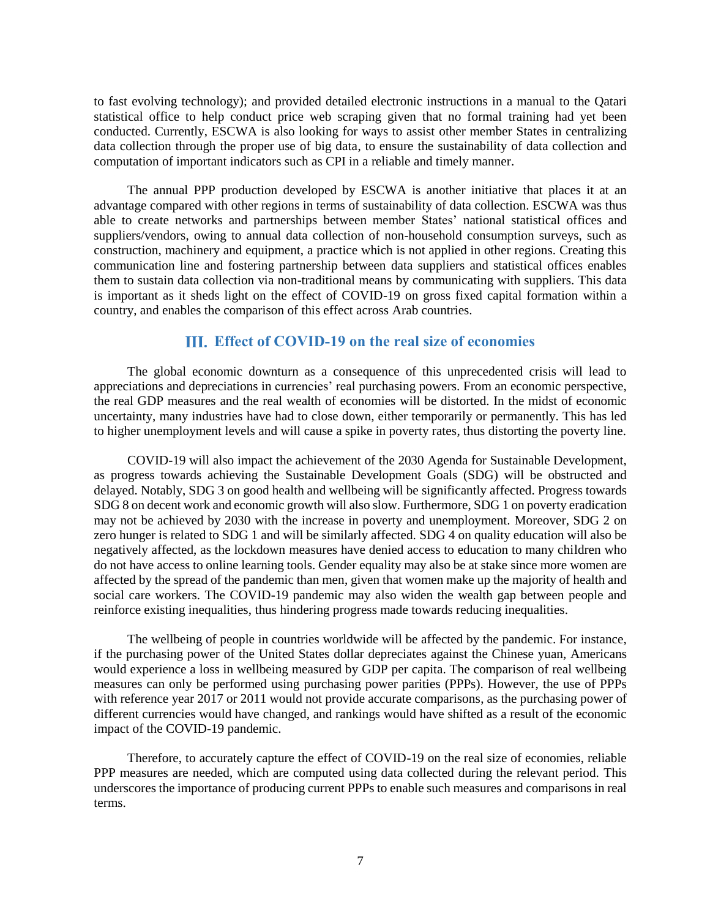to fast evolving technology); and provided detailed electronic instructions in a manual to the Qatari statistical office to help conduct price web scraping given that no formal training had yet been conducted. Currently, ESCWA is also looking for ways to assist other member States in centralizing data collection through the proper use of big data, to ensure the sustainability of data collection and computation of important indicators such as CPI in a reliable and timely manner.

The annual PPP production developed by ESCWA is another initiative that places it at an advantage compared with other regions in terms of sustainability of data collection. ESCWA was thus able to create networks and partnerships between member States' national statistical offices and suppliers/vendors, owing to annual data collection of non-household consumption surveys, such as construction, machinery and equipment, a practice which is not applied in other regions. Creating this communication line and fostering partnership between data suppliers and statistical offices enables them to sustain data collection via non-traditional means by communicating with suppliers. This data is important as it sheds light on the effect of COVID-19 on gross fixed capital formation within a country, and enables the comparison of this effect across Arab countries.

## III. Effect of COVID-19 on the real size of economies

The global economic downturn as a consequence of this unprecedented crisis will lead to appreciations and depreciations in currencies' real purchasing powers. From an economic perspective, the real GDP measures and the real wealth of economies will be distorted. In the midst of economic uncertainty, many industries have had to close down, either temporarily or permanently. This has led to higher unemployment levels and will cause a spike in poverty rates, thus distorting the poverty line.

COVID-19 will also impact the achievement of the 2030 Agenda for Sustainable Development, as progress towards achieving the Sustainable Development Goals (SDG) will be obstructed and delayed. Notably, SDG 3 on good health and wellbeing will be significantly affected. Progress towards SDG 8 on decent work and economic growth will also slow. Furthermore, SDG 1 on poverty eradication may not be achieved by 2030 with the increase in poverty and unemployment. Moreover, SDG 2 on zero hunger is related to SDG 1 and will be similarly affected. SDG 4 on quality education will also be negatively affected, as the lockdown measures have denied access to education to many children who do not have access to online learning tools. Gender equality may also be at stake since more women are affected by the spread of the pandemic than men, given that women make up the majority of health and social care workers. The COVID-19 pandemic may also widen the wealth gap between people and reinforce existing inequalities, thus hindering progress made towards reducing inequalities.

The wellbeing of people in countries worldwide will be affected by the pandemic. For instance, if the purchasing power of the United States dollar depreciates against the Chinese yuan, Americans would experience a loss in wellbeing measured by GDP per capita. The comparison of real wellbeing measures can only be performed using purchasing power parities (PPPs). However, the use of PPPs with reference year 2017 or 2011 would not provide accurate comparisons, as the purchasing power of different currencies would have changed, and rankings would have shifted as a result of the economic impact of the COVID-19 pandemic.

Therefore, to accurately capture the effect of COVID-19 on the real size of economies, reliable PPP measures are needed, which are computed using data collected during the relevant period. This underscores the importance of producing current PPPs to enable such measures and comparisons in real terms.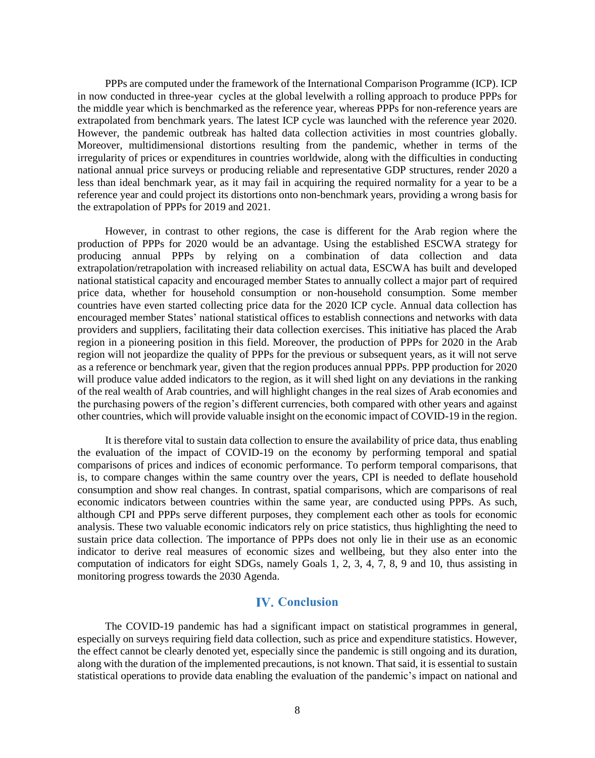PPPs are computed under the framework of the International Comparison Programme (ICP). ICP in now conducted in three-year cycles at the global levelwith a rolling approach to produce PPPs for the middle year which is benchmarked as the reference year, whereas PPPs for non-reference years are extrapolated from benchmark years. The latest ICP cycle was launched with the reference year 2020. However, the pandemic outbreak has halted data collection activities in most countries globally. Moreover, multidimensional distortions resulting from the pandemic, whether in terms of the irregularity of prices or expenditures in countries worldwide, along with the difficulties in conducting national annual price surveys or producing reliable and representative GDP structures, render 2020 a less than ideal benchmark year, as it may fail in acquiring the required normality for a year to be a reference year and could project its distortions onto non-benchmark years, providing a wrong basis for the extrapolation of PPPs for 2019 and 2021.

However, in contrast to other regions, the case is different for the Arab region where the production of PPPs for 2020 would be an advantage. Using the established ESCWA strategy for producing annual PPPs by relying on a combination of data collection and data extrapolation/retrapolation with increased reliability on actual data, ESCWA has built and developed national statistical capacity and encouraged member States to annually collect a major part of required price data, whether for household consumption or non-household consumption. Some member countries have even started collecting price data for the 2020 ICP cycle. Annual data collection has encouraged member States' national statistical offices to establish connections and networks with data providers and suppliers, facilitating their data collection exercises. This initiative has placed the Arab region in a pioneering position in this field. Moreover, the production of PPPs for 2020 in the Arab region will not jeopardize the quality of PPPs for the previous or subsequent years, as it will not serve as a reference or benchmark year, given that the region produces annual PPPs. PPP production for 2020 will produce value added indicators to the region, as it will shed light on any deviations in the ranking of the real wealth of Arab countries, and will highlight changes in the real sizes of Arab economies and the purchasing powers of the region's different currencies, both compared with other years and against other countries, which will provide valuable insight on the economic impact of COVID-19 in the region.

It is therefore vital to sustain data collection to ensure the availability of price data, thus enabling the evaluation of the impact of COVID-19 on the economy by performing temporal and spatial comparisons of prices and indices of economic performance. To perform temporal comparisons, that is, to compare changes within the same country over the years, CPI is needed to deflate household consumption and show real changes. In contrast, spatial comparisons, which are comparisons of real economic indicators between countries within the same year, are conducted using PPPs. As such, although CPI and PPPs serve different purposes, they complement each other as tools for economic analysis. These two valuable economic indicators rely on price statistics, thus highlighting the need to sustain price data collection. The importance of PPPs does not only lie in their use as an economic indicator to derive real measures of economic sizes and wellbeing, but they also enter into the computation of indicators for eight SDGs, namely Goals 1, 2, 3, 4, 7, 8, 9 and 10, thus assisting in monitoring progress towards the 2030 Agenda.

## IV. Conclusion

The COVID-19 pandemic has had a significant impact on statistical programmes in general, especially on surveys requiring field data collection, such as price and expenditure statistics. However, the effect cannot be clearly denoted yet, especially since the pandemic is still ongoing and its duration, along with the duration of the implemented precautions, is not known. That said, it is essential to sustain statistical operations to provide data enabling the evaluation of the pandemic's impact on national and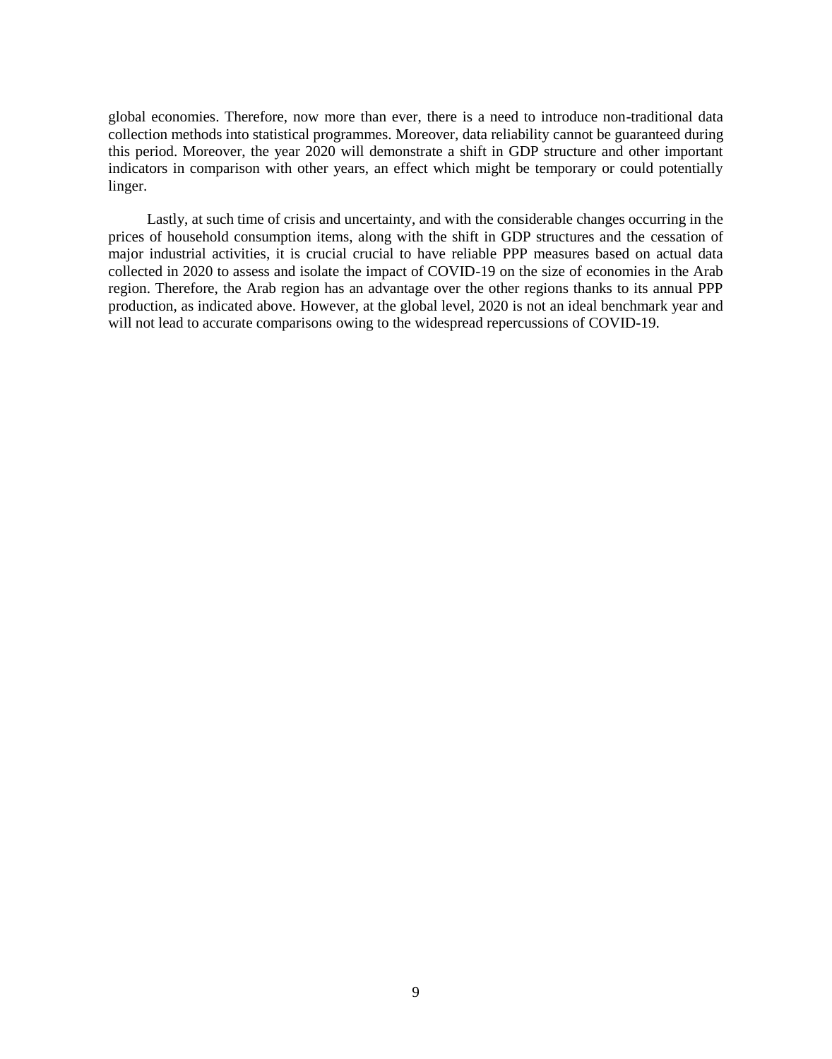global economies. Therefore, now more than ever, there is a need to introduce non-traditional data collection methods into statistical programmes. Moreover, data reliability cannot be guaranteed during this period. Moreover, the year 2020 will demonstrate a shift in GDP structure and other important indicators in comparison with other years, an effect which might be temporary or could potentially linger.

Lastly, at such time of crisis and uncertainty, and with the considerable changes occurring in the prices of household consumption items, along with the shift in GDP structures and the cessation of major industrial activities, it is crucial crucial to have reliable PPP measures based on actual data collected in 2020 to assess and isolate the impact of COVID-19 on the size of economies in the Arab region. Therefore, the Arab region has an advantage over the other regions thanks to its annual PPP production, as indicated above. However, at the global level, 2020 is not an ideal benchmark year and will not lead to accurate comparisons owing to the widespread repercussions of COVID-19.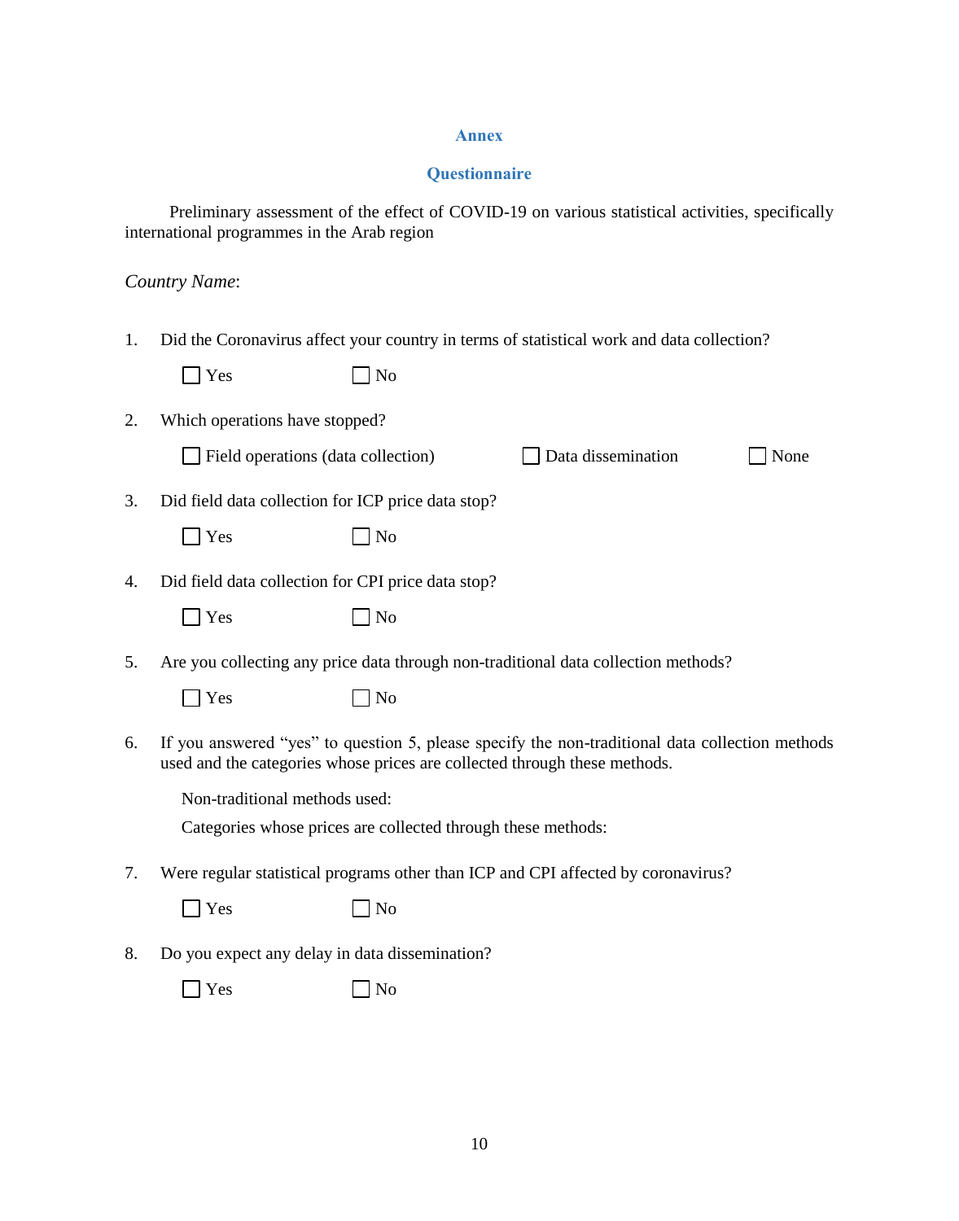## Annex

### Questionnaire

Preliminary assessment of the effect of COVID-19 on various statistical activities, specifically international programmes in the Arab region

*Country Name*:

1. Did the Coronavirus affect your country in terms of statistical work and data collection?

   ☐ Yes ☐ No

2. Which operations have stopped?

   ☐ Field operations (data collection) ☐ Data dissemination ☐ None

3. Did field data collection for ICP price data stop?

   ☐ Yes ☐ No

4. Did field data collection for CPI price data stop?

   ☐ Yes ☐ No

5. Are you collecting any price data through non-traditional data collection methods?

   ☐ Yes ☐ No

6. If you answered "yes" to question 5, please specify the non-traditional data collection methods used and the categories whose prices are collected through these methods.

   Non-traditional methods used:

   Categories whose prices are collected through these methods:

7. Were regular statistical programs other than ICP and CPI affected by coronavirus?

   ☐ Yes ☐ No

8. Do you expect any delay in data dissemination?

   ☐ Yes ☐ No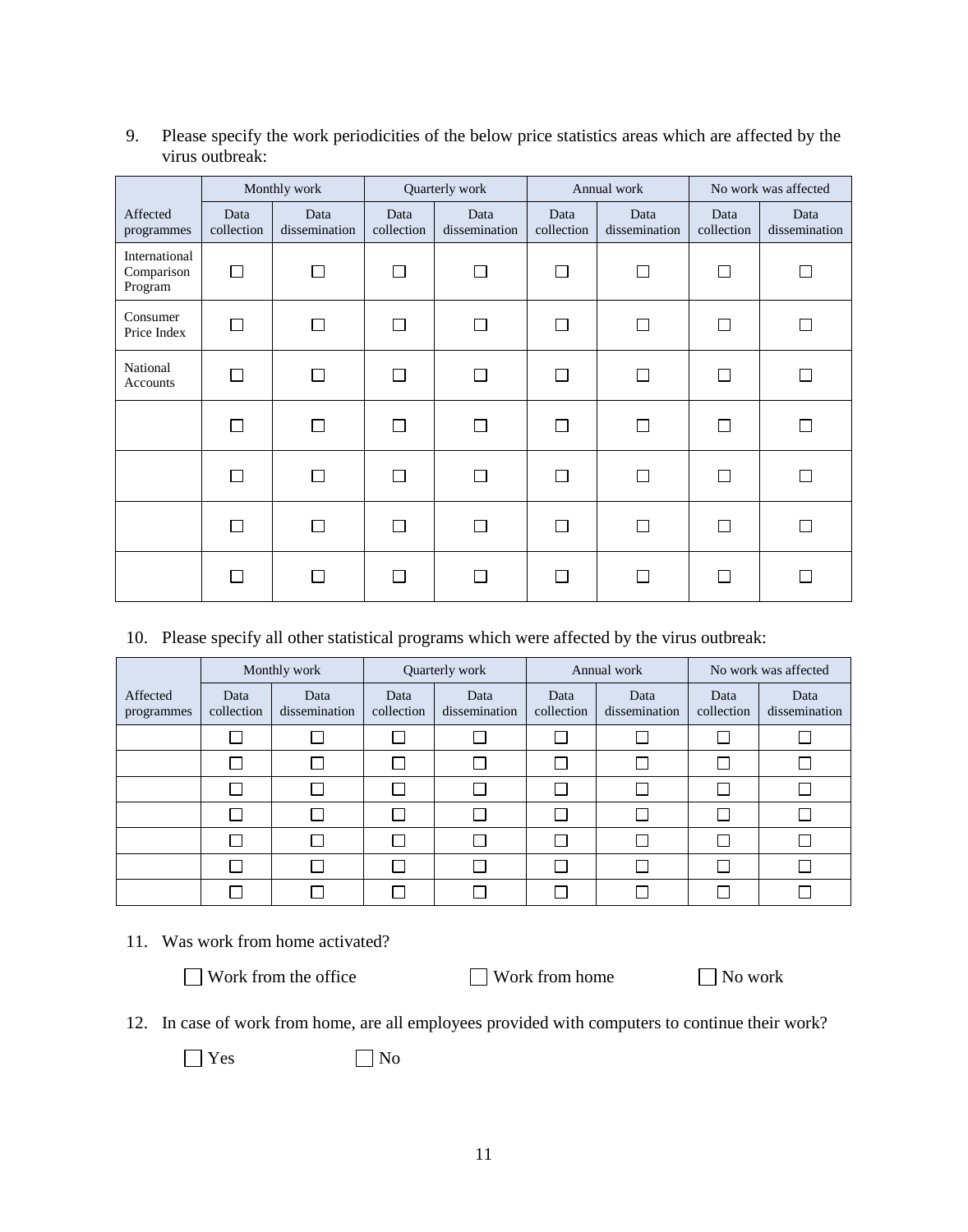9. Please specify the work periodicities of the below price statistics areas which are affected by the virus outbreak:

| | Monthly work | | Quarterly work | | Annual work | | No work was affected | |
|---|---|---|---|---|---|---|---|---|
| Affected programmes | Data collection | Data dissemination | Data collection | Data dissemination | Data collection | Data dissemination | Data collection | Data dissemination |
| International Comparison Program | ☐ | ☐ | ☐ | ☐ | ☐ | ☐ | ☐ | ☐ |
| Consumer Price Index | ☐ | ☐ | ☐ | ☐ | ☐ | ☐ | ☐ | ☐ |
| National Accounts | ☐ | ☐ | ☐ | ☐ | ☐ | ☐ | ☐ | ☐ |
| | ☐ | ☐ | ☐ | ☐ | ☐ | ☐ | ☐ | ☐ |
| | ☐ | ☐ | ☐ | ☐ | ☐ | ☐ | ☐ | ☐ |
| | ☐ | ☐ | ☐ | ☐ | ☐ | ☐ | ☐ | ☐ |
| | ☐ | ☐ | ☐ | ☐ | ☐ | ☐ | ☐ | ☐ |

10. Please specify all other statistical programs which were affected by the virus outbreak:

| | Monthly work | | Quarterly work | | Annual work | | No work was affected | |
|---|---|---|---|---|---|---|---|---|
| Affected programmes | Data collection | Data dissemination | Data collection | Data dissemination | Data collection | Data dissemination | Data collection | Data dissemination |
| | ☐ | ☐ | ☐ | ☐ | ☐ | ☐ | ☐ | ☐ |
| | ☐ | ☐ | ☐ | ☐ | ☐ | ☐ | ☐ | ☐ |
| | ☐ | ☐ | ☐ | ☐ | ☐ | ☐ | ☐ | ☐ |
| | ☐ | ☐ | ☐ | ☐ | ☐ | ☐ | ☐ | ☐ |
| | ☐ | ☐ | ☐ | ☐ | ☐ | ☐ | ☐ | ☐ |
| | ☐ | ☐ | ☐ | ☐ | ☐ | ☐ | ☐ | ☐ |
| | ☐ | ☐ | ☐ | ☐ | ☐ | ☐ | ☐ | ☐ |

11. Was work from home activated?

☐ Work from the office ☐ Work from home ☐ No work

12. In case of work from home, are all employees provided with computers to continue their work?

☐ Yes ☐ No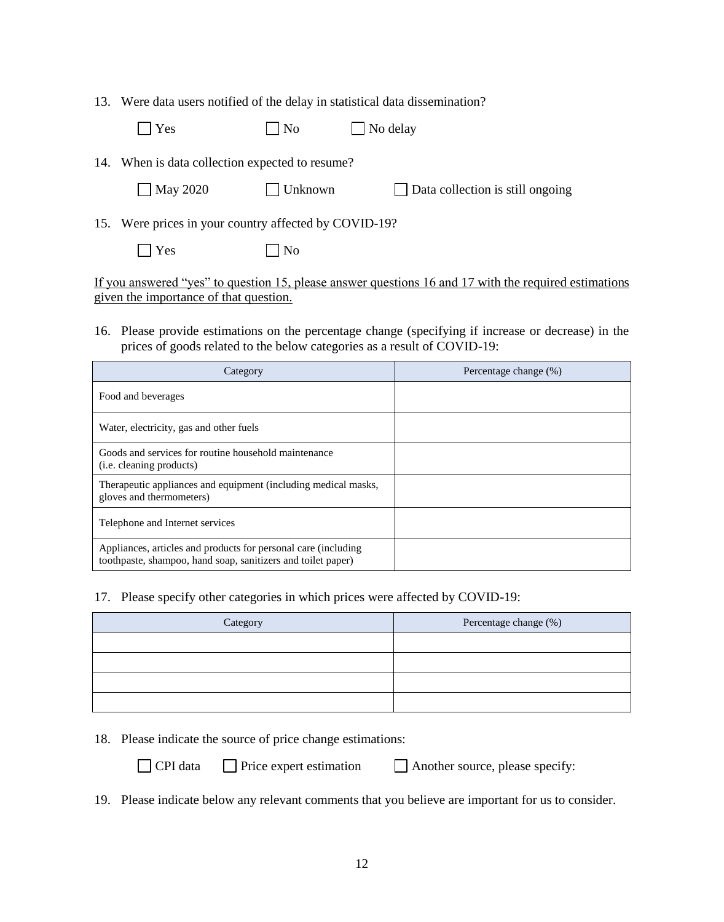13. Were data users notified of the delay in statistical data dissemination?

☐ Yes ☐ No ☐ No delay

14. When is data collection expected to resume?

☐ May 2020 ☐ Unknown ☐ Data collection is still ongoing

15. Were prices in your country affected by COVID-19?

☐ Yes ☐ No

<u>If you answered "yes" to question 15, please answer questions 16 and 17 with the required estimations given the importance of that question.</u>

16. Please provide estimations on the percentage change (specifying if increase or decrease) in the prices of goods related to the below categories as a result of COVID-19:

| Category | Percentage change (%) |
| --- | --- |
| Food and beverages | |
| Water, electricity, gas and other fuels | |
| Goods and services for routine household maintenance (i.e. cleaning products) | |
| Therapeutic appliances and equipment (including medical masks, gloves and thermometers) | |
| Telephone and Internet services | |
| Appliances, articles and products for personal care (including toothpaste, shampoo, hand soap, sanitizers and toilet paper) | |

17. Please specify other categories in which prices were affected by COVID-19:

| Category | Percentage change (%) |
| --- | --- |
| | |
| | |
| | |
| | |

18. Please indicate the source of price change estimations:

☐ CPI data ☐ Price expert estimation ☐ Another source, please specify:

19. Please indicate below any relevant comments that you believe are important for us to consider.